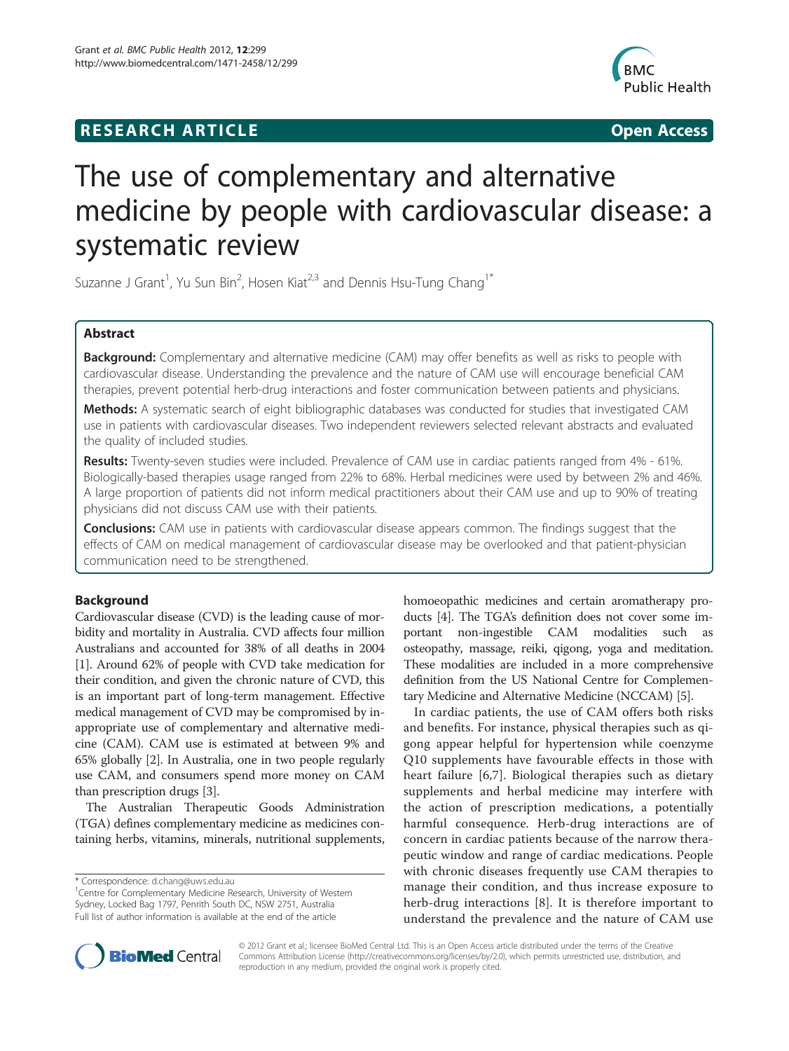RESEARCH ARTICLE Open Access

# The use of complementary and alternative medicine by people with cardiovascular disease: a systematic review

Suzanne J Grant[1], Yu Sun Bin[2], Hosen Kiat[2,3] and Dennis Hsu-Tung Chang[1*]

## Abstract

**Background:** Complementary and alternative medicine (CAM) may offer benefits as well as risks to people with cardiovascular disease. Understanding the prevalence and the nature of CAM use will encourage beneficial CAM therapies, prevent potential herb-drug interactions and foster communication between patients and physicians.

**Methods:** A systematic search of eight bibliographic databases was conducted for studies that investigated CAM use in patients with cardiovascular diseases. Two independent reviewers selected relevant abstracts and evaluated the quality of included studies.

**Results:** Twenty-seven studies were included. Prevalence of CAM use in cardiac patients ranged from 4% - 61%. Biologically-based therapies usage ranged from 22% to 68%. Herbal medicines were used by between 2% and 46%. A large proportion of patients did not inform medical practitioners about their CAM use and up to 90% of treating physicians did not discuss CAM use with their patients.

**Conclusions:** CAM use in patients with cardiovascular disease appears common. The findings suggest that the effects of CAM on medical management of cardiovascular disease may be overlooked and that patient-physician communication need to be strengthened.

## Background

Cardiovascular disease (CVD) is the leading cause of morbidity and mortality in Australia. CVD affects four million Australians and accounted for 38% of all deaths in 2004 [1]. Around 62% of people with CVD take medication for their condition, and given the chronic nature of CVD, this is an important part of long-term management. Effective medical management of CVD may be compromised by inappropriate use of complementary and alternative medicine (CAM). CAM use is estimated at between 9% and 65% globally [2]. In Australia, one in two people regularly use CAM, and consumers spend more money on CAM than prescription drugs [3].

The Australian Therapeutic Goods Administration (TGA) defines complementary medicine as medicines containing herbs, vitamins, minerals, nutritional supplements, homoeopathic medicines and certain aromatherapy products [4]. The TGA's definition does not cover some important non-ingestible CAM modalities such as osteopathy, massage, reiki, qigong, yoga and meditation. These modalities are included in a more comprehensive definition from the US National Centre for Complementary Medicine and Alternative Medicine (NCCAM) [5].

In cardiac patients, the use of CAM offers both risks and benefits. For instance, physical therapies such as qigong appear helpful for hypertension while coenzyme Q10 supplements have favourable effects in those with heart failure [6,7]. Biological therapies such as dietary supplements and herbal medicine may interfere with the action of prescription medications, a potentially harmful consequence. Herb-drug interactions are of concern in cardiac patients because of the narrow therapeutic window and range of cardiac medications. People with chronic diseases frequently use CAM therapies to manage their condition, and thus increase exposure to herb-drug interactions [8]. It is therefore important to understand the prevalence and the nature of CAM use

\* Correspondence: d.chang@uws.edu.au
[1]Centre for Complementary Medicine Research, University of Western Sydney, Locked Bag 1797, Penrith South DC, NSW 2751, Australia
Full list of author information is available at the end of the article

© 2012 Grant et al.; licensee BioMed Central Ltd. This is an Open Access article distributed under the terms of the Creative Commons Attribution License (http://creativecommons.org/licenses/by/2.0), which permits unrestricted use, distribution, and reproduction in any medium, provided the original work is properly cited.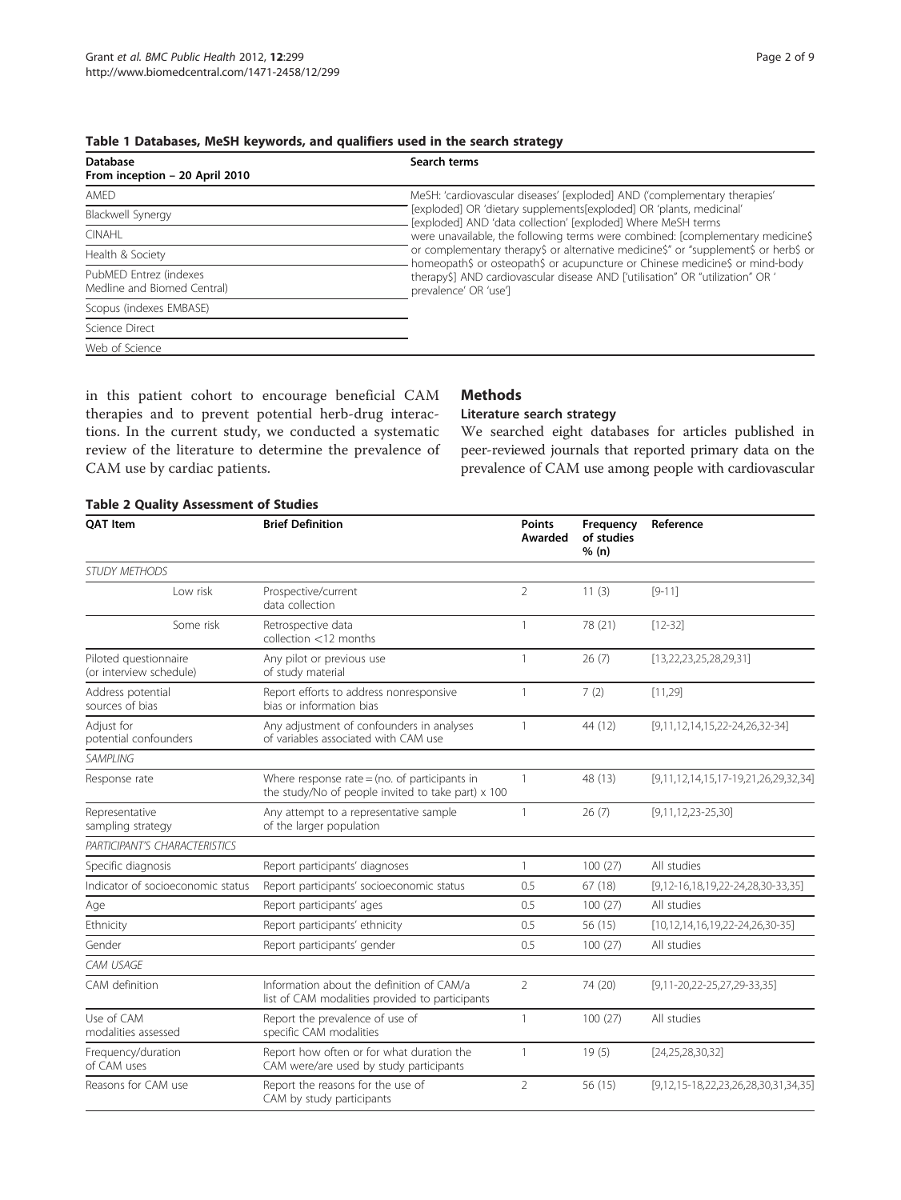**Table 1 Databases, MeSH keywords, and qualifiers used in the search strategy**

| Database<br>From inception – 20 April 2010 | Search terms |
|---|---|
| AMED | MeSH: 'cardiovascular diseases' [exploded] AND ('complementary therapies' [exploded] OR 'dietary supplements[exploded] OR 'plants, medicinal' [exploded] AND 'data collection' [exploded] Where MeSH terms were unavailable, the following terms were combined: [complementary medicine$ or complementary therapy$ or alternative medicine$" or "supplement$ or herb$ or homeopath$ or osteopath$ or acupuncture or Chinese medicine$ or mind-body therapy$] AND cardiovascular disease AND ['utilisation" OR "utilization" OR ' prevalence' OR 'use'] |
| Blackwell Synergy | |
| CINAHL | |
| Health & Society | |
| PubMED Entrez (indexes Medline and Biomed Central) | |
| Scopus (indexes EMBASE) | |
| Science Direct | |
| Web of Science | |

in this patient cohort to encourage beneficial CAM therapies and to prevent potential herb-drug interactions. In the current study, we conducted a systematic review of the literature to determine the prevalence of CAM use by cardiac patients.

## Methods

### Literature search strategy

We searched eight databases for articles published in peer-reviewed journals that reported primary data on the prevalence of CAM use among people with cardiovascular

**Table 2 Quality Assessment of Studies**

| QAT Item | Brief Definition | Points Awarded | Frequency of studies % (n) | Reference |
|---|---|---|---|---|
| *STUDY METHODS* | | | | |
| Low risk | Prospective/current data collection | 2 | 11 (3) | [9-11] |
| Some risk | Retrospective data collection <12 months | 1 | 78 (21) | [12-32] |
| Piloted questionnaire (or interview schedule) | Any pilot or previous use of study material | 1 | 26 (7) | [13,22,23,25,28,29,31] |
| Address potential sources of bias | Report efforts to address nonresponsive bias or information bias | 1 | 7 (2) | [11,29] |
| Adjust for potential confounders | Any adjustment of confounders in analyses of variables associated with CAM use | 1 | 44 (12) | [9,11,12,14,15,22-24,26,32-34] |
| *SAMPLING* | | | | |
| Response rate | Where response rate = (no. of participants in the study/No of people invited to take part) x 100 | 1 | 48 (13) | [9,11,12,14,15,17-19,21,26,29,32,34] |
| Representative sampling strategy | Any attempt to a representative sample of the larger population | 1 | 26 (7) | [9,11,12,23-25,30] |
| *PARTICIPANT'S CHARACTERISTICS* | | | | |
| Specific diagnosis | Report participants' diagnoses | 1 | 100 (27) | All studies |
| Indicator of socioeconomic status | Report participants' socioeconomic status | 0.5 | 67 (18) | [9,12-16,18,19,22-24,28,30-33,35] |
| Age | Report participants' ages | 0.5 | 100 (27) | All studies |
| Ethnicity | Report participants' ethnicity | 0.5 | 56 (15) | [10,12,14,16,19,22-24,26,30-35] |
| Gender | Report participants' gender | 0.5 | 100 (27) | All studies |
| *CAM USAGE* | | | | |
| CAM definition | Information about the definition of CAM/a list of CAM modalities provided to participants | 2 | 74 (20) | [9,11-20,22-25,27,29-33,35] |
| Use of CAM modalities assessed | Report the prevalence of use of specific CAM modalities | 1 | 100 (27) | All studies |
| Frequency/duration of CAM uses | Report how often or for what duration the CAM were/are used by study participants | 1 | 19 (5) | [24,25,28,30,32] |
| Reasons for CAM use | Report the reasons for the use of CAM by study participants | 2 | 56 (15) | [9,12,15-18,22,23,26,28,30,31,34,35] |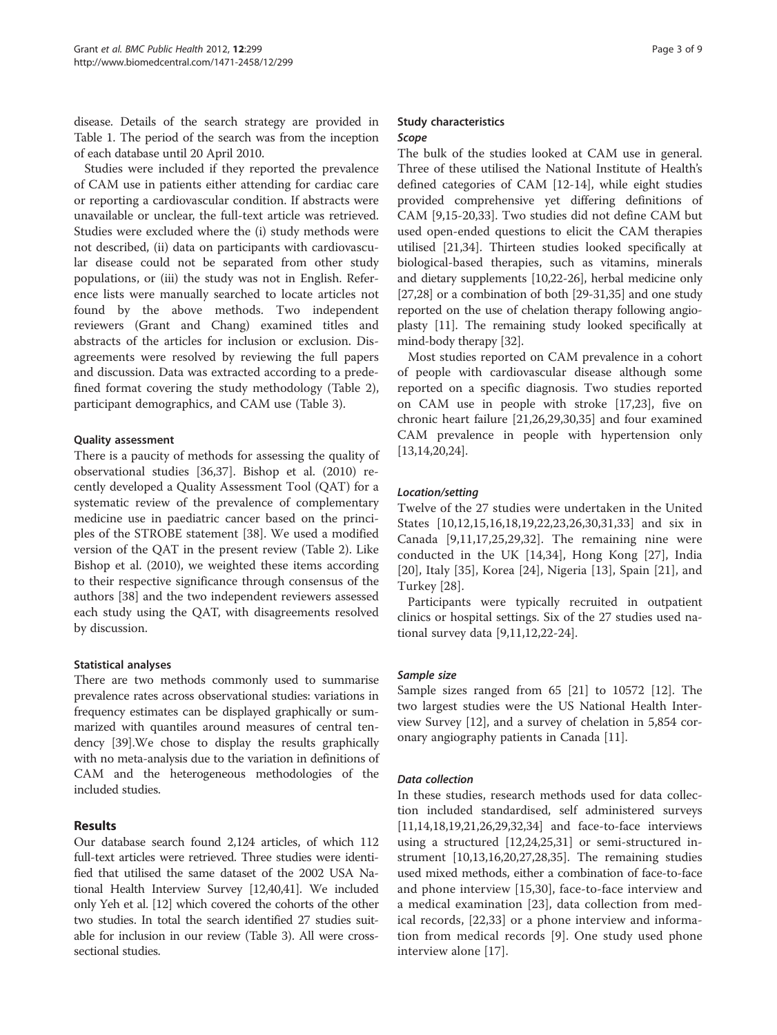disease. Details of the search strategy are provided in Table 1. The period of the search was from the inception of each database until 20 April 2010.

Studies were included if they reported the prevalence of CAM use in patients either attending for cardiac care or reporting a cardiovascular condition. If abstracts were unavailable or unclear, the full-text article was retrieved. Studies were excluded where the (i) study methods were not described, (ii) data on participants with cardiovascular disease could not be separated from other study populations, or (iii) the study was not in English. Reference lists were manually searched to locate articles not found by the above methods. Two independent reviewers (Grant and Chang) examined titles and abstracts of the articles for inclusion or exclusion. Disagreements were resolved by reviewing the full papers and discussion. Data was extracted according to a predefined format covering the study methodology (Table 2), participant demographics, and CAM use (Table 3).

### Quality assessment

There is a paucity of methods for assessing the quality of observational studies [36,37]. Bishop et al. (2010) recently developed a Quality Assessment Tool (QAT) for a systematic review of the prevalence of complementary medicine use in paediatric cancer based on the principles of the STROBE statement [38]. We used a modified version of the QAT in the present review (Table 2). Like Bishop et al. (2010), we weighted these items according to their respective significance through consensus of the authors [38] and the two independent reviewers assessed each study using the QAT, with disagreements resolved by discussion.

### Statistical analyses

There are two methods commonly used to summarise prevalence rates across observational studies: variations in frequency estimates can be displayed graphically or summarized with quantiles around measures of central tendency [39].We chose to display the results graphically with no meta-analysis due to the variation in definitions of CAM and the heterogeneous methodologies of the included studies.

## Results

Our database search found 2,124 articles, of which 112 full-text articles were retrieved. Three studies were identified that utilised the same dataset of the 2002 USA National Health Interview Survey [12,40,41]. We included only Yeh et al. [12] which covered the cohorts of the other two studies. In total the search identified 27 studies suitable for inclusion in our review (Table 3). All were cross-sectional studies.

### Study characteristics

#### *Scope*

The bulk of the studies looked at CAM use in general. Three of these utilised the National Institute of Health's defined categories of CAM [12-14], while eight studies provided comprehensive yet differing definitions of CAM [9,15-20,33]. Two studies did not define CAM but used open-ended questions to elicit the CAM therapies utilised [21,34]. Thirteen studies looked specifically at biological-based therapies, such as vitamins, minerals and dietary supplements [10,22-26], herbal medicine only [27,28] or a combination of both [29-31,35] and one study reported on the use of chelation therapy following angioplasty [11]. The remaining study looked specifically at mind-body therapy [32].

Most studies reported on CAM prevalence in a cohort of people with cardiovascular disease although some reported on a specific diagnosis. Two studies reported on CAM use in people with stroke [17,23], five on chronic heart failure [21,26,29,30,35] and four examined CAM prevalence in people with hypertension only [13,14,20,24].

#### *Location/setting*

Twelve of the 27 studies were undertaken in the United States [10,12,15,16,18,19,22,23,26,30,31,33] and six in Canada [9,11,17,25,29,32]. The remaining nine were conducted in the UK [14,34], Hong Kong [27], India [20], Italy [35], Korea [24], Nigeria [13], Spain [21], and Turkey [28].

Participants were typically recruited in outpatient clinics or hospital settings. Six of the 27 studies used national survey data [9,11,12,22-24].

#### *Sample size*

Sample sizes ranged from 65 [21] to 10572 [12]. The two largest studies were the US National Health Interview Survey [12], and a survey of chelation in 5,854 coronary angiography patients in Canada [11].

#### *Data collection*

In these studies, research methods used for data collection included standardised, self administered surveys [11,14,18,19,21,26,29,32,34] and face-to-face interviews using a structured [12,24,25,31] or semi-structured instrument [10,13,16,20,27,28,35]. The remaining studies used mixed methods, either a combination of face-to-face and phone interview [15,30], face-to-face interview and a medical examination [23], data collection from medical records, [22,33] or a phone interview and information from medical records [9]. One study used phone interview alone [17].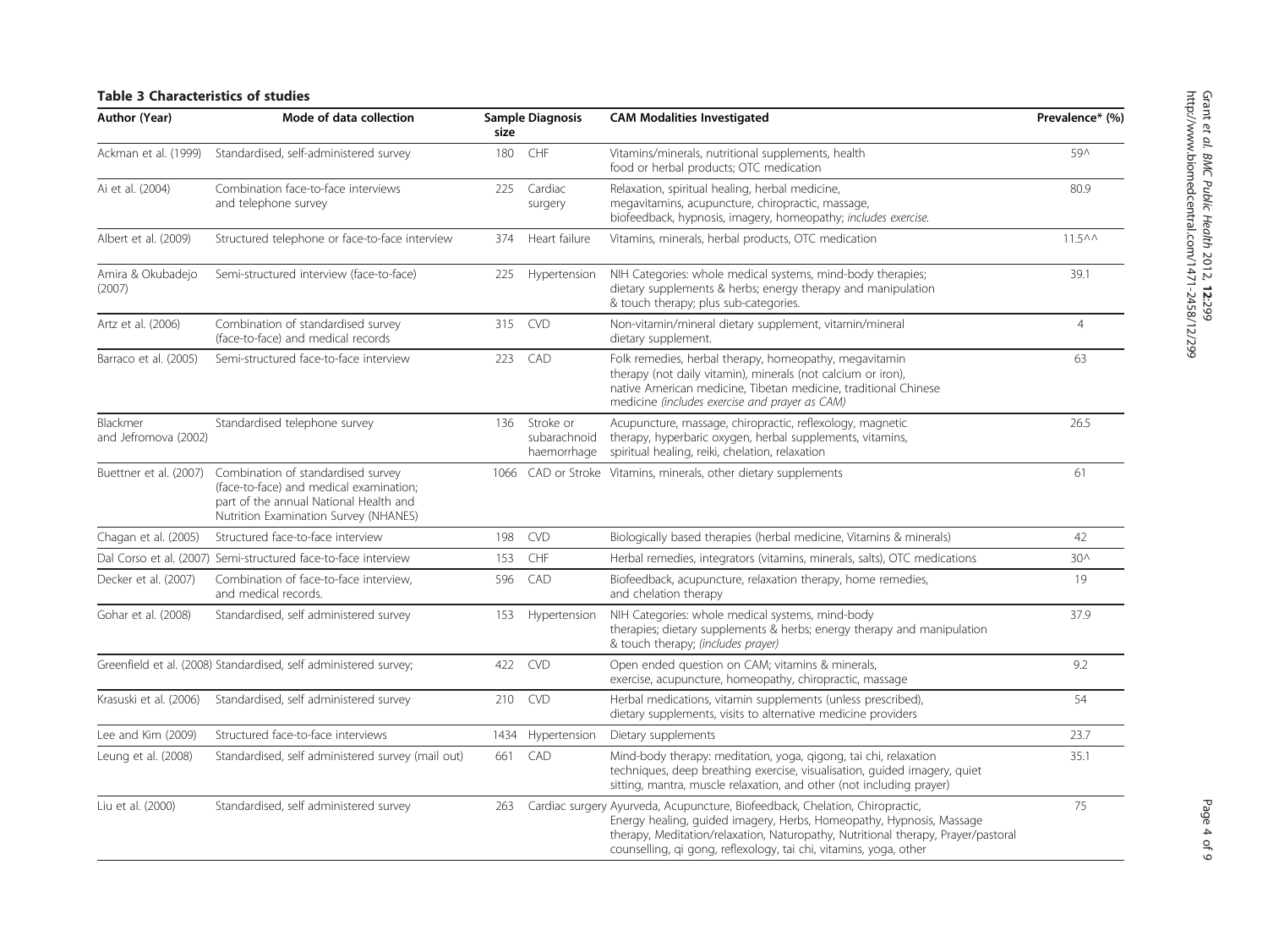**Table 3 Characteristics of studies**

| Author (Year) | Mode of data collection | Sample size | Diagnosis | CAM Modalities Investigated | Prevalence* (%) |
|---|---|---|---|---|---|
| Ackman et al. (1999) | Standardised, self-administered survey | 180 | CHF | Vitamins/minerals, nutritional supplements, health food or herbal products; OTC medication | 59^ |
| Ai et al. (2004) | Combination face-to-face interviews and telephone survey | 225 | Cardiac surgery | Relaxation, spiritual healing, herbal medicine, megavitamins, acupuncture, chiropractic, massage, biofeedback, hypnosis, imagery, homeopathy; *includes exercise.* | 80.9 |
| Albert et al. (2009) | Structured telephone or face-to-face interview | 374 | Heart failure | Vitamins, minerals, herbal products, OTC medication | 11.5^^ |
| Amira & Okubadejo (2007) | Semi-structured interview (face-to-face) | 225 | Hypertension | NIH Categories: whole medical systems, mind-body therapies; dietary supplements & herbs; energy therapy and manipulation & touch therapy; plus sub-categories. | 39.1 |
| Artz et al. (2006) | Combination of standardised survey (face-to-face) and medical records | 315 | CVD | Non-vitamin/mineral dietary supplement, vitamin/mineral dietary supplement. | 4 |
| Barraco et al. (2005) | Semi-structured face-to-face interview | 223 | CAD | Folk remedies, herbal therapy, homeopathy, megavitamin therapy (not daily vitamin), minerals (not calcium or iron), native American medicine, Tibetan medicine, traditional Chinese medicine *(includes exercise and prayer as CAM)* | 63 |
| Blackmer and Jefromova (2002) | Standardised telephone survey | 136 | Stroke or subarachnoid haemorrhage | Acupuncture, massage, chiropractic, reflexology, magnetic therapy, hyperbaric oxygen, herbal supplements, vitamins, spiritual healing, reiki, chelation, relaxation | 26.5 |
| Buettner et al. (2007) | Combination of standardised survey (face-to-face) and medical examination; part of the annual National Health and Nutrition Examination Survey (NHANES) | 1066 | CAD or Stroke | Vitamins, minerals, other dietary supplements | 61 |
| Chagan et al. (2005) | Structured face-to-face interview | 198 | CVD | Biologically based therapies (herbal medicine, Vitamins & minerals) | 42 |
| Dal Corso et al. (2007) | Semi-structured face-to-face interview | 153 | CHF | Herbal remedies, integrators (vitamins, minerals, salts), OTC medications | 30^ |
| Decker et al. (2007) | Combination of face-to-face interview, and medical records. | 596 | CAD | Biofeedback, acupuncture, relaxation therapy, home remedies, and chelation therapy | 19 |
| Gohar et al. (2008) | Standardised, self administered survey | 153 | Hypertension | NIH Categories: whole medical systems, mind-body therapies; dietary supplements & herbs; energy therapy and manipulation & touch therapy; *(includes prayer)* | 37.9 |
| Greenfield et al. (2008) | Standardised, self administered survey; | 422 | CVD | Open ended question on CAM; vitamins & minerals, exercise, acupuncture, homeopathy, chiropractic, massage | 9.2 |
| Krasuski et al. (2006) | Standardised, self administered survey | 210 | CVD | Herbal medications, vitamin supplements (unless prescribed), dietary supplements, visits to alternative medicine providers | 54 |
| Lee and Kim (2009) | Structured face-to-face interviews | 1434 | Hypertension | Dietary supplements | 23.7 |
| Leung et al. (2008) | Standardised, self administered survey (mail out) | 661 | CAD | Mind-body therapy: meditation, yoga, qigong, tai chi, relaxation techniques, deep breathing exercise, visualisation, guided imagery, quiet sitting, mantra, muscle relaxation, and other (not including prayer) | 35.1 |
| Liu et al. (2000) | Standardised, self administered survey | 263 | Cardiac surgery | Ayurveda, Acupuncture, Biofeedback, Chelation, Chiropractic, Energy healing, guided imagery, Herbs, Homeopathy, Hypnosis, Massage therapy, Meditation/relaxation, Naturopathy, Nutritional therapy, Prayer/pastoral counselling, qi gong, reflexology, tai chi, vitamins, yoga, other | 75 |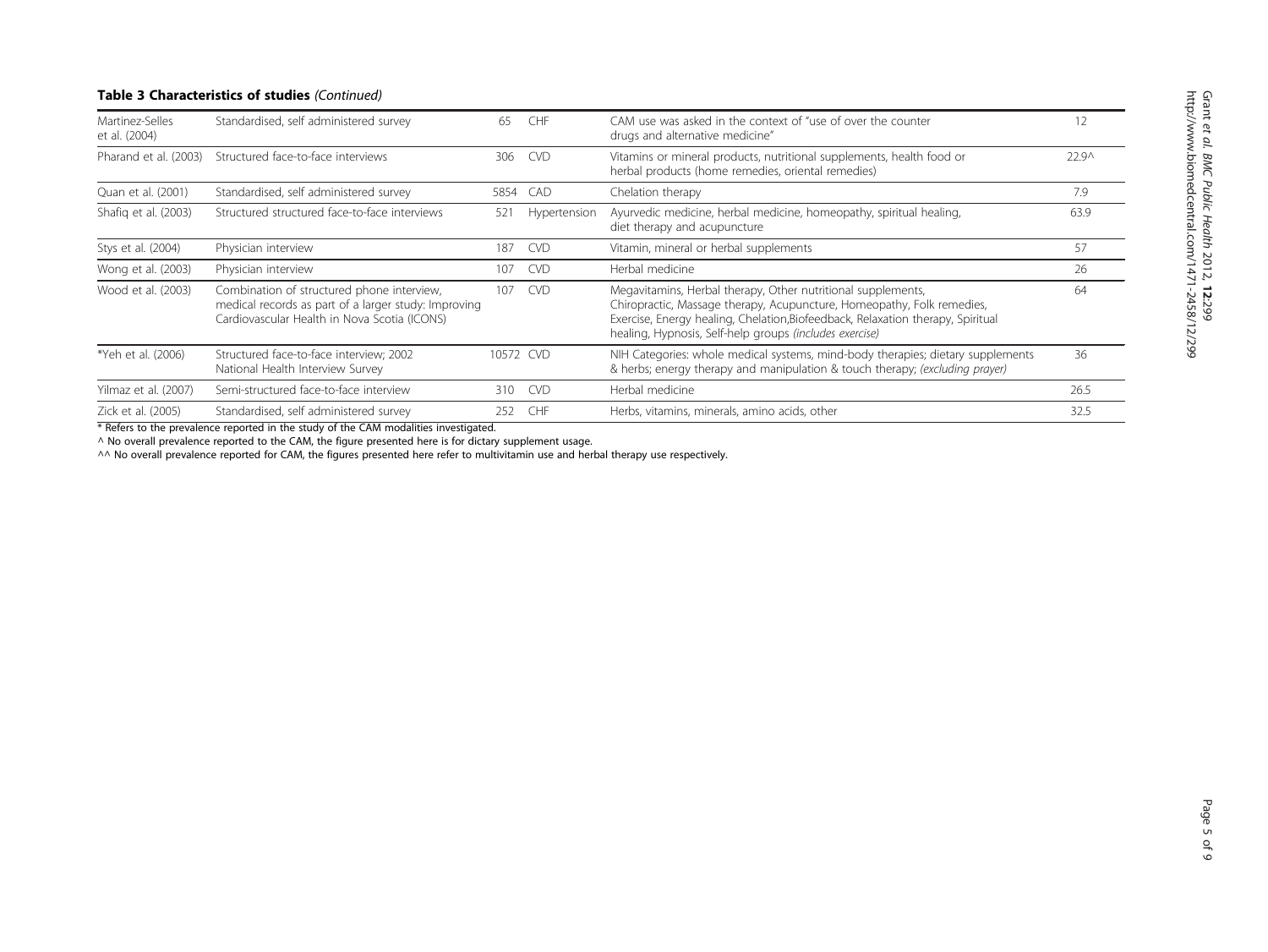**Table 3 Characteristics of studies** *(Continued)*

| | | | | | |
|---|---|---|---|---|---|
| Martinez-Selles et al. (2004) | Standardised, self administered survey | 65 | CHF | CAM use was asked in the context of "use of over the counter drugs and alternative medicine" | 12 |
| Pharand et al. (2003) | Structured face-to-face interviews | 306 | CVD | Vitamins or mineral products, nutritional supplements, health food or herbal products (home remedies, oriental remedies) | 22.9^ |
| Quan et al. (2001) | Standardised, self administered survey | 5854 | CAD | Chelation therapy | 7.9 |
| Shafiq et al. (2003) | Structured structured face-to-face interviews | 521 | Hypertension | Ayurvedic medicine, herbal medicine, homeopathy, spiritual healing, diet therapy and acupuncture | 63.9 |
| Stys et al. (2004) | Physician interview | 187 | CVD | Vitamin, mineral or herbal supplements | 57 |
| Wong et al. (2003) | Physician interview | 107 | CVD | Herbal medicine | 26 |
| Wood et al. (2003) | Combination of structured phone interview, medical records as part of a larger study: Improving Cardiovascular Health in Nova Scotia (ICONS) | 107 | CVD | Megavitamins, Herbal therapy, Other nutritional supplements, Chiropractic, Massage therapy, Acupuncture, Homeopathy, Folk remedies, Exercise, Energy healing, Chelation,Biofeedback, Relaxation therapy, Spiritual healing, Hypnosis, Self-help groups *(includes exercise)* | 64 |
| *Yeh et al. (2006) | Structured face-to-face interview; 2002 National Health Interview Survey | 10572 | CVD | NIH Categories: whole medical systems, mind-body therapies; dietary supplements & herbs; energy therapy and manipulation & touch therapy; *(excluding prayer)* | 36 |
| Yilmaz et al. (2007) | Semi-structured face-to-face interview | 310 | CVD | Herbal medicine | 26.5 |
| Zick et al. (2005) | Standardised, self administered survey | 252 | CHF | Herbs, vitamins, minerals, amino acids, other | 32.5 |

* Refers to the prevalence reported in the study of the CAM modalities investigated.

^ No overall prevalence reported to the CAM, the figure presented here is for dictary supplement usage.

^^ No overall prevalence reported for CAM, the figures presented here refer to multivitamin use and herbal therapy use respectively.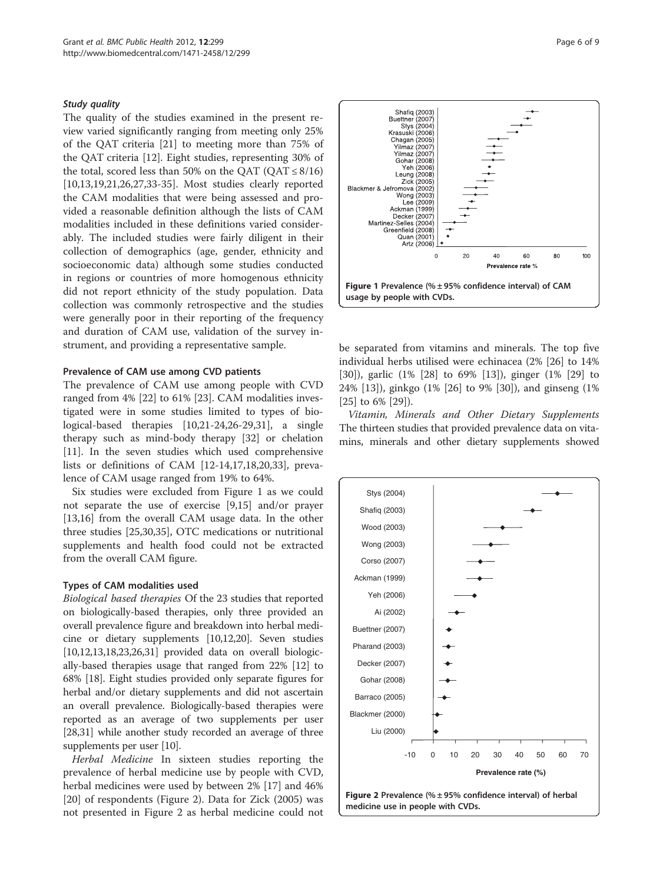### Study quality

The quality of the studies examined in the present review varied significantly ranging from meeting only 25% of the QAT criteria [21] to meeting more than 75% of the QAT criteria [12]. Eight studies, representing 30% of the total, scored less than 50% on the QAT (QAT ≤ 8/16) [10,13,19,21,26,27,33-35]. Most studies clearly reported the CAM modalities that were being assessed and provided a reasonable definition although the lists of CAM modalities included in these definitions varied considerably. The included studies were fairly diligent in their collection of demographics (age, gender, ethnicity and socioeconomic data) although some studies conducted in regions or countries of more homogenous ethnicity did not report ethnicity of the study population. Data collection was commonly retrospective and the studies were generally poor in their reporting of the frequency and duration of CAM use, validation of the survey instrument, and providing a representative sample.

### Prevalence of CAM use among CVD patients

The prevalence of CAM use among people with CVD ranged from 4% [22] to 61% [23]. CAM modalities investigated were in some studies limited to types of biological-based therapies [10,21-24,26-29,31], a single therapy such as mind-body therapy [32] or chelation [11]. In the seven studies which used comprehensive lists or definitions of CAM [12-14,17,18,20,33], prevalence of CAM usage ranged from 19% to 64%.

Six studies were excluded from Figure 1 as we could not separate the use of exercise [9,15] and/or prayer [13,16] from the overall CAM usage data. In the other three studies [25,30,35], OTC medications or nutritional supplements and health food could not be extracted from the overall CAM figure.

Figure 1 Prevalence (% ± 95% confidence interval) of CAM usage by people with CVDs.

### Types of CAM modalities used

*Biological based therapies* Of the 23 studies that reported on biologically-based therapies, only three provided an overall prevalence figure and breakdown into herbal medicine or dietary supplements [10,12,20]. Seven studies [10,12,13,18,23,26,31] provided data on overall biologically-based therapies usage that ranged from 22% [12] to 68% [18]. Eight studies provided only separate figures for herbal and/or dietary supplements and did not ascertain an overall prevalence. Biologically-based therapies were reported as an average of two supplements per user [28,31] while another study recorded an average of three supplements per user [10].

*Herbal Medicine* In sixteen studies reporting the prevalence of herbal medicine use by people with CVD, herbal medicines were used by between 2% [17] and 46% [20] of respondents (Figure 2). Data for Zick (2005) was not presented in Figure 2 as herbal medicine could not be separated from vitamins and minerals. The top five individual herbs utilised were echinacea (2% [26] to 14% [30]), garlic (1% [28] to 69% [13]), ginger (1% [29] to 24% [13]), ginkgo (1% [26] to 9% [30]), and ginseng (1% [25] to 6% [29]).

*Vitamin, Minerals and Other Dietary Supplements* The thirteen studies that provided prevalence data on vitamins, minerals and other dietary supplements showed

Figure 2 Prevalence (% ± 95% confidence interval) of herbal medicine use in people with CVDs.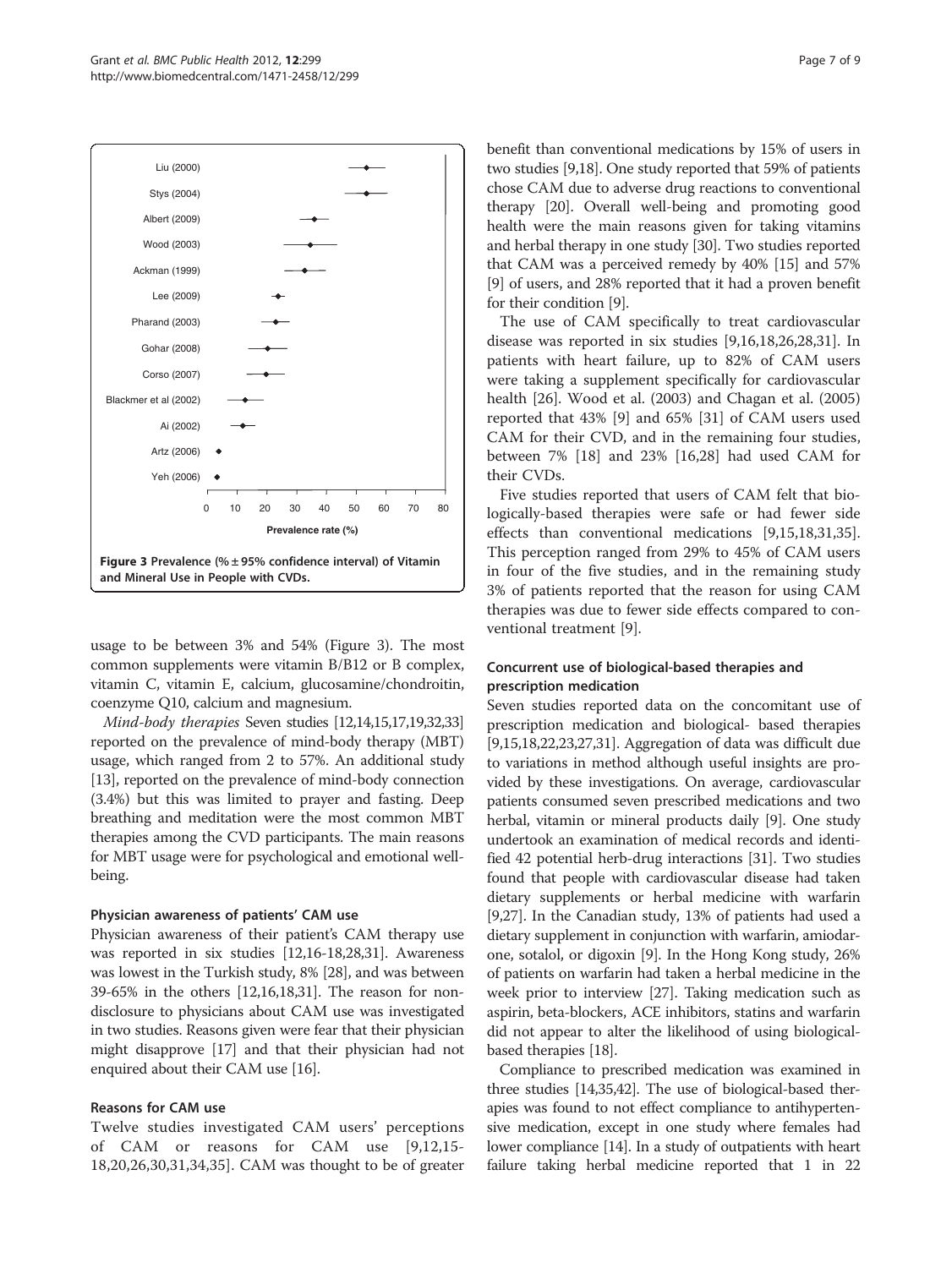Figure 3 Prevalence (% ± 95% confidence interval) of Vitamin and Mineral Use in People with CVDs.

usage to be between 3% and 54% (Figure 3). The most common supplements were vitamin B/B12 or B complex, vitamin C, vitamin E, calcium, glucosamine/chondroitin, coenzyme Q10, calcium and magnesium.

*Mind-body therapies* Seven studies [12,14,15,17,19,32,33] reported on the prevalence of mind-body therapy (MBT) usage, which ranged from 2 to 57%. An additional study [13], reported on the prevalence of mind-body connection (3.4%) but this was limited to prayer and fasting. Deep breathing and meditation were the most common MBT therapies among the CVD participants. The main reasons for MBT usage were for psychological and emotional well-being.

### Physician awareness of patients' CAM use

Physician awareness of their patient's CAM therapy use was reported in six studies [12,16-18,28,31]. Awareness was lowest in the Turkish study, 8% [28], and was between 39-65% in the others [12,16,18,31]. The reason for non-disclosure to physicians about CAM use was investigated in two studies. Reasons given were fear that their physician might disapprove [17] and that their physician had not enquired about their CAM use [16].

### Reasons for CAM use

Twelve studies investigated CAM users' perceptions of CAM or reasons for CAM use [9,12,15-18,20,26,30,31,34,35]. CAM was thought to be of greater benefit than conventional medications by 15% of users in two studies [9,18]. One study reported that 59% of patients chose CAM due to adverse drug reactions to conventional therapy [20]. Overall well-being and promoting good health were the main reasons given for taking vitamins and herbal therapy in one study [30]. Two studies reported that CAM was a perceived remedy by 40% [15] and 57% [9] of users, and 28% reported that it had a proven benefit for their condition [9].

The use of CAM specifically to treat cardiovascular disease was reported in six studies [9,16,18,26,28,31]. In patients with heart failure, up to 82% of CAM users were taking a supplement specifically for cardiovascular health [26]. Wood et al. (2003) and Chagan et al. (2005) reported that 43% [9] and 65% [31] of CAM users used CAM for their CVD, and in the remaining four studies, between 7% [18] and 23% [16,28] had used CAM for their CVDs.

Five studies reported that users of CAM felt that biologically-based therapies were safe or had fewer side effects than conventional medications [9,15,18,31,35]. This perception ranged from 29% to 45% of CAM users in four of the five studies, and in the remaining study 3% of patients reported that the reason for using CAM therapies was due to fewer side effects compared to conventional treatment [9].

### Concurrent use of biological-based therapies and prescription medication

Seven studies reported data on the concomitant use of prescription medication and biological- based therapies [9,15,18,22,23,27,31]. Aggregation of data was difficult due to variations in method although useful insights are provided by these investigations. On average, cardiovascular patients consumed seven prescribed medications and two herbal, vitamin or mineral products daily [9]. One study undertook an examination of medical records and identified 42 potential herb-drug interactions [31]. Two studies found that people with cardiovascular disease had taken dietary supplements or herbal medicine with warfarin [9,27]. In the Canadian study, 13% of patients had used a dietary supplement in conjunction with warfarin, amiodarone, sotalol, or digoxin [9]. In the Hong Kong study, 26% of patients on warfarin had taken a herbal medicine in the week prior to interview [27]. Taking medication such as aspirin, beta-blockers, ACE inhibitors, statins and warfarin did not appear to alter the likelihood of using biological-based therapies [18].

Compliance to prescribed medication was examined in three studies [14,35,42]. The use of biological-based therapies was found to not effect compliance to antihypertensive medication, except in one study where females had lower compliance [14]. In a study of outpatients with heart failure taking herbal medicine reported that 1 in 22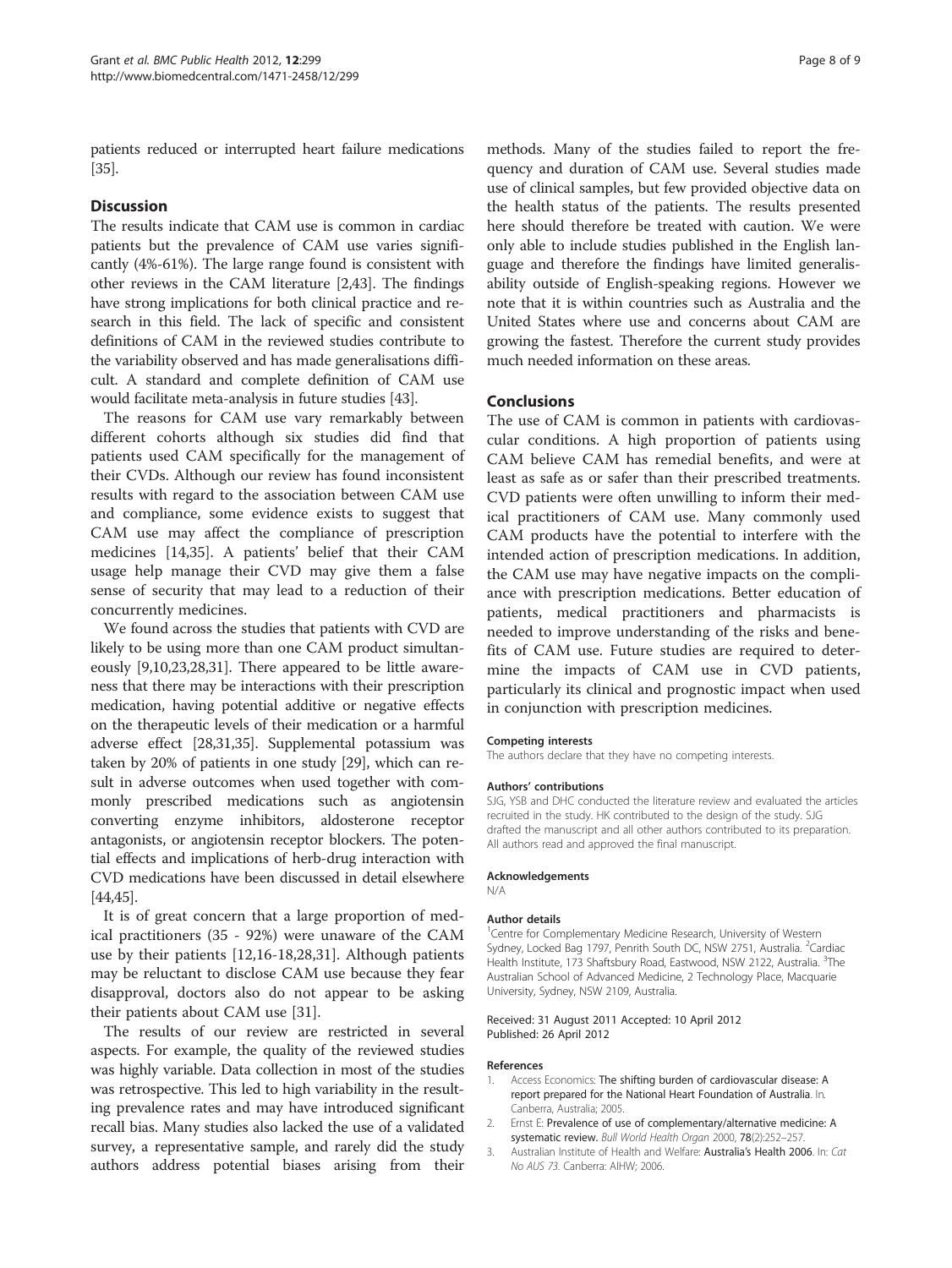patients reduced or interrupted heart failure medications [35].

## Discussion

The results indicate that CAM use is common in cardiac patients but the prevalence of CAM use varies significantly (4%-61%). The large range found is consistent with other reviews in the CAM literature [2,43]. The findings have strong implications for both clinical practice and research in this field. The lack of specific and consistent definitions of CAM in the reviewed studies contribute to the variability observed and has made generalisations difficult. A standard and complete definition of CAM use would facilitate meta-analysis in future studies [43].

The reasons for CAM use vary remarkably between different cohorts although six studies did find that patients used CAM specifically for the management of their CVDs. Although our review has found inconsistent results with regard to the association between CAM use and compliance, some evidence exists to suggest that CAM use may affect the compliance of prescription medicines [14,35]. A patients' belief that their CAM usage help manage their CVD may give them a false sense of security that may lead to a reduction of their concurrently medicines.

We found across the studies that patients with CVD are likely to be using more than one CAM product simultaneously [9,10,23,28,31]. There appeared to be little awareness that there may be interactions with their prescription medication, having potential additive or negative effects on the therapeutic levels of their medication or a harmful adverse effect [28,31,35]. Supplemental potassium was taken by 20% of patients in one study [29], which can result in adverse outcomes when used together with commonly prescribed medications such as angiotensin converting enzyme inhibitors, aldosterone receptor antagonists, or angiotensin receptor blockers. The potential effects and implications of herb-drug interaction with CVD medications have been discussed in detail elsewhere [44,45].

It is of great concern that a large proportion of medical practitioners (35 - 92%) were unaware of the CAM use by their patients [12,16-18,28,31]. Although patients may be reluctant to disclose CAM use because they fear disapproval, doctors also do not appear to be asking their patients about CAM use [31].

The results of our review are restricted in several aspects. For example, the quality of the reviewed studies was highly variable. Data collection in most of the studies was retrospective. This led to high variability in the resulting prevalence rates and may have introduced significant recall bias. Many studies also lacked the use of a validated survey, a representative sample, and rarely did the study authors address potential biases arising from their methods. Many of the studies failed to report the frequency and duration of CAM use. Several studies made use of clinical samples, but few provided objective data on the health status of the patients. The results presented here should therefore be treated with caution. We were only able to include studies published in the English language and therefore the findings have limited generalisability outside of English-speaking regions. However we note that it is within countries such as Australia and the United States where use and concerns about CAM are growing the fastest. Therefore the current study provides much needed information on these areas.

## Conclusions

The use of CAM is common in patients with cardiovascular conditions. A high proportion of patients using CAM believe CAM has remedial benefits, and were at least as safe as or safer than their prescribed treatments. CVD patients were often unwilling to inform their medical practitioners of CAM use. Many commonly used CAM products have the potential to interfere with the intended action of prescription medications. In addition, the CAM use may have negative impacts on the compliance with prescription medications. Better education of patients, medical practitioners and pharmacists is needed to improve understanding of the risks and benefits of CAM use. Future studies are required to determine the impacts of CAM use in CVD patients, particularly its clinical and prognostic impact when used in conjunction with prescription medicines.

#### Competing interests

The authors declare that they have no competing interests.

#### Authors' contributions

SJG, YSB and DHC conducted the literature review and evaluated the articles recruited in the study. HK contributed to the design of the study. SJG drafted the manuscript and all other authors contributed to its preparation. All authors read and approved the final manuscript.

#### Acknowledgements

N/A

#### Author details

[1]Centre for Complementary Medicine Research, University of Western Sydney, Locked Bag 1797, Penrith South DC, NSW 2751, Australia. [2]Cardiac Health Institute, 173 Shaftsbury Road, Eastwood, NSW 2122, Australia. [3]The Australian School of Advanced Medicine, 2 Technology Place, Macquarie University, Sydney, NSW 2109, Australia.

Received: 31 August 2011 Accepted: 10 April 2012
Published: 26 April 2012

#### References

1. Access Economics: **The shifting burden of cardiovascular disease: A report prepared for the National Heart Foundation of Australia**. In. Canberra, Australia; 2005.
2. Ernst E: **Prevalence of use of complementary/alternative medicine: A systematic review.** *Bull World Health Organ* 2000, **78**(2):252–257.
3. Australian Institute of Health and Welfare: **Australia's Health 2006**. In: *Cat No AUS 73*. Canberra: AIHW; 2006.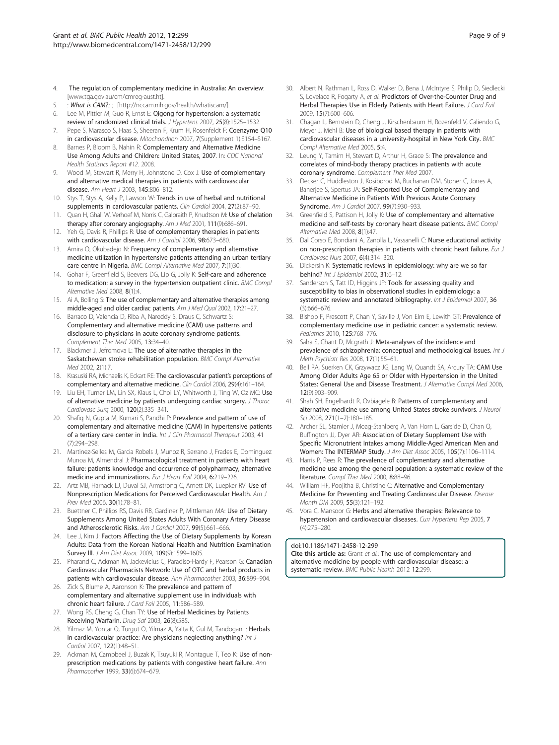4. The regulation of complementary medicine in Australia: An overview: [www.tga.gov.au/cm/cmreg-aust.ht].
5. : *What is CAM?*: ; [http://nccam.nih.gov/health/whatiscam/].
6. Lee M, Pittler M, Guo R, Ernst E: **Qigong for hypertension: a systematic review of randomized clinical trials.** *J Hypertens* 2007, **25**(8):1525–1532.
7. Pepe S, Marasco S, Haas S, Sheeran F, Krum H, Rosenfeldt F: **Coenzyme Q10 in cardiovascular disease.** *Mitochondrion* 2007, **7**(Supplement 1):S154–S167.
8. Barnes P, Bloom B, Nahin R: **Complementary and Alternative Medicine Use Among Adults and Children: United States, 2007**. In: *CDC National Health Statistics Report #12.* 2008.
9. Wood M, Stewart R, Merry H, Johnstone D, Cox J: **Use of complementary and alternative medical therapies in patients with cardiovascular disease.** *Am Heart J* 2003, **145**:806–812.
10. Stys T, Stys A, Kelly P, Lawson W: **Trends in use of herbal and nutritional supplements in cardiovascular patients.** *Clin Cardiol* 2004, **27**(2):87–90.
11. Quan H, Ghali W, Verhoef M, Norris C, Galbraith P, Knudtson M: **Use of chelation therapy after coronary angiography.** *Am J Med* 2001, **111**(9):686–691.
12. Yeh G, Davis R, Phillips R: **Use of complementary therapies in patients with cardiovascular disease.** *Am J Cardiol* 2006, **98**:673–680.
13. Amira O, Okubadejo N: **Frequency of complementary and alternative medicine utilization in hypertensive patients attending an urban tertiary care centre in Nigeria.** *BMC Compl Alternative Med* 2007, **7**:(1)30.
14. Gohar F, Greenfield S, Beevers DG, Lip G, Jolly K: **Self-care and adherence to medication: a survey in the hypertension outpatient clinic.** *BMC Compl Alternative Med* 2008, **8**(1):4.
15. Ai A, Bolling S: **The use of complementary and alternative therapies among middle-aged and older cardiac patients.** *Am J Med Qual* 2002, **17**:21–27.
16. Barraco D, Valencia D, Riba A, Nareddy S, Draus C, Schwartz S: **Complementary and alternative medicine (CAM) use patterns and disclosure to physicians in acute coronary syndrome patients.** *Complement Ther Med* 2005, **13**:34–40.
17. Blackmer J, Jefromova L: **The use of alternative therapies in the Saskatchewan stroke rehabilitation population.** *BMC Compl Alternative Med* 2002, **2**(1):7.
18. Krasuski RA, Michaelis K, Eckart RE: **The cardiovascular patient's perceptions of complementary and alternative medicine.** *Clin Cardiol* 2006, **29**(4):161–164.
19. Liu EH, Turner LM, Lin SX, Klaus L, Choi LY, Whitworth J, Ting W, Oz MC: **Use of alternative medicine by patients undergoing cardiac surgery.** *J Thorac Cardiovasc Surg* 2000, **120**(2):335–341.
20. Shafiq N, Gupta M, Kumari S, Pandhi P: **Prevalence and pattern of use of complementary and alternative medicine (CAM) in hypertensive patients of a tertiary care center in India.** *Int J Clin Pharmacol Therapeut* 2003, **41** (7):294–298.
21. Martinez-Selles M, Garcia Robels J, Munoz R, Serrano J, Frades E, Dominguez Munoa M, Almendral J: **Pharmacological treatment in patients with heart failure: patients knowledge and occurrence of polypharmacy, alternative medicine and immunizations.** *Eur J Heart Fail* 2004, **6**:219–226.
22. Artz MB, Harnack LJ, Duval SJ, Armstrong C, Arnett DK, Luepker RV: **Use of Nonprescription Medications for Perceived Cardiovascular Health.** *Am J Prev Med* 2006, **30**(1):78–81.
23. Buettner C, Phillips RS, Davis RB, Gardiner P, Mittleman MA: **Use of Dietary Supplements Among United States Adults With Coronary Artery Disease and Atherosclerotic Risks.** *Am J Cardiol* 2007, **99**(5):661–666.
24. Lee J, Kim J: **Factors Affecting the Use of Dietary Supplements by Korean Adults: Data from the Korean National Health and Nutrition Examination Survey III.** *J Am Diet Assoc* 2009, **109**(9):1599–1605.
25. Pharand C, Ackman M, Jackevicius C, Paradiso-Hardy F, Pearson G: **Canadian Cardiovascular Pharmacists Network: Use of OTC and herbal products in patients with cardiovascular disease.** *Ann Pharmacother* 2003, **36**:899–904.
26. Zick S, Blume A, Aaronson K: **The prevalence and pattern of complementary and alternative supplement use in individuals with chronic heart failure.** *J Card Fail* 2005, **11**:586–589.
27. Wong RS, Cheng G, Chan TY: **Use of Herbal Medicines by Patients Receiving Warfarin.** *Drug Saf* 2003, **26**(8):585.
28. Yilmaz M, Yontar O, Turgut O, Yilmaz A, Yalta K, Gul M, Tandogan I: **Herbals in cardiovascular practice: Are physicians neglecting anything?** *Int J Cardiol* 2007, **122**(1):48–51.
29. Ackman M, Campbeel J, Buzak K, Tsuyuki R, Montague T, Teo K: **Use of non-prescription medications by patients with congestive heart failure.** *Ann Pharmacother* 1999, **33**(6):674–679.
30. Albert N, Rathman L, Ross D, Walker D, Bena J, McIntyre S, Philip D, Siedlecki S, Lovelace R, Fogarty A, *et al*: **Predictors of Over-the-Counter Drug and Herbal Therapies Use in Elderly Patients with Heart Failure.** *J Card Fail* 2009, **15**(7):600–606.
31. Chagan L, Bernstein D, Cheng J, Kirschenbaum H, Rozenfeld V, Caliendo G, Meyer J, Mehl B: **Use of biological based therapy in patients with cardiovascular diseases in a university-hospital in New York City.** *BMC Compl Alternative Med* 2005, **5**:4.
32. Leung Y, Tamim H, Stewart D, Arthur H, Grace S: **The prevalence and correlates of mind-body therapy practices in patients with acute coronary syndrome.** *Complement Ther Med* 2007.
33. Decker C, Huddleston J, Kosiborod M, Buchanan DM, Stoner C, Jones A, Banerjee S, Spertus JA: **Self-Reported Use of Complementary and Alternative Medicine in Patients With Previous Acute Coronary Syndrome.** *Am J Cardiol* 2007, **99**(7):930–933.
34. Greenfield S, Pattison H, Jolly K: **Use of complementary and alternative medicine and self-tests by coronary heart disease patients.** *BMC Compl Alternative Med* 2008, **8**(1):47.
35. Dal Corso E, Bondiani A, Zanolla L, Vassanelli C: **Nurse educational activity on non-prescription therapies in patients with chronic heart failure.** *Eur J Cardiovasc Nurs* 2007, **6**(4):314–320.
36. Dickersin K: **Systematic reviews in epidemiology: why are we so far behind?** *Int J Epidemiol* 2002, **31**:6–12.
37. Sanderson S, Tatt ID, Higgins JP: **Tools for assessing quality and susceptibility to bias in observational studies in epidemiology: a systematic review and annotated bibliography.** *Int J Epidemiol* 2007, **36** (3):666–676.
38. Bishop F, Prescott P, Chan Y, Saville J, Von Elm E, Lewith GT: **Prevalence of complementary medicine use in pediatric cancer: a systematic review.** *Pediatrics* 2010, **125**:768–776.
39. Saha S, Chant D, Mcgrath J: **Meta-analyses of the incidence and prevalence of schizophrenia: conceptual and methodological issues.** *Int J Meth Psychiatr Res* 2008, **17**(1):55–61.
40. Bell RA, Suerken CK, Grzywacz JG, Lang W, Quandt SA, Arcury TA: **CAM Use Among Older Adults Age 65 or Older with Hypertension in the United States: General Use and Disease Treatment.** *J Alternative Compl Med* 2006, **12**(9):903–909.
41. Shah SH, Engelhardt R, Ovbiagele B: **Patterns of complementary and alternative medicine use among United States stroke survivors.** *J Neurol Sci* 2008, **271**(1–2):180–185.
42. Archer SL, Stamler J, Moag-Stahlberg A, Van Horn L, Garside D, Chan Q, Buffington JJ, Dyer AR: **Association of Dietary Supplement Use with Specific Micronutrient Intakes among Middle-Aged American Men and Women: The INTERMAP Study.** *J Am Diet Assoc* 2005, **105**(7):1106–1114.
43. Harris P, Rees R: **The prevalence of complementary and alternative medicine use among the general population: a systematic review of the literature.** *Compl Ther Med* 2000, **8**:88–96.
44. William HF, Poojitha B, Christine C: **Alternative and Complementary Medicine for Preventing and Treating Cardiovascular Disease.** *Disease Month DM* 2009, **55**(3):121–192.
45. Vora C, Mansoor G: **Herbs and alternative therapies: Relevance to hypertension and cardiovascular diseases.** *Curr Hypertens Rep* 2005, **7** (4):275–280.

doi:10.1186/1471-2458-12-299

**Cite this article as:** Grant *et al.*: The use of complementary and alternative medicine by people with cardiovascular disease: a systematic review. *BMC Public Health* 2012 **12**:299.